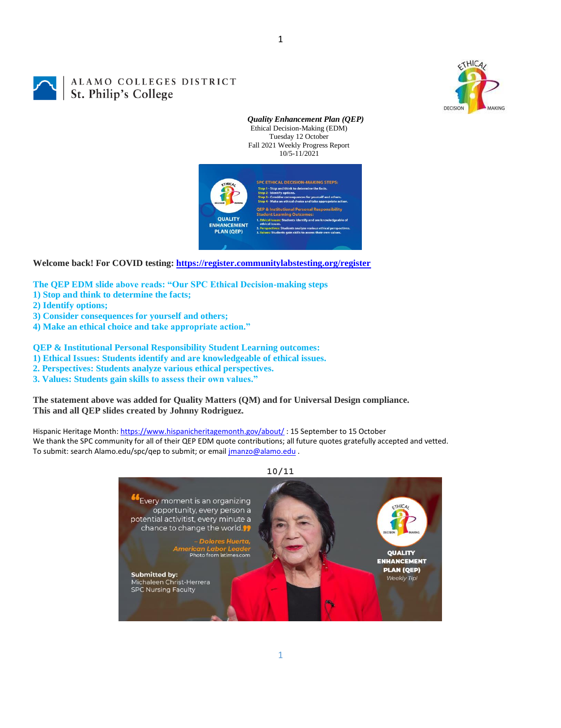ALAMO COLLEGES DISTRICT
St. Philip's College

***Quality Enhancement Plan (QEP)***
Ethical Decision-Making (EDM)
Tuesday 12 October
Fall 2021 Weekly Progress Report
10/5-11/2021

**Welcome back! For COVID testing: [https://register.communitylabstesting.org/register](https://register.communitylabstesting.org/register)**

**The QEP EDM slide above reads: "Our SPC Ethical Decision-making steps**
**1) Stop and think to determine the facts;**
**2) Identify options;**
**3) Consider consequences for yourself and others;**
**4) Make an ethical choice and take appropriate action."**

**QEP & Institutional Personal Responsibility Student Learning outcomes:**
**1) Ethical Issues: Students identify and are knowledgeable of ethical issues.**
**2. Perspectives: Students analyze various ethical perspectives.**
**3. Values: Students gain skills to assess their own values."**

**The statement above was added for Quality Matters (QM) and for Universal Design compliance.**
**This and all QEP slides created by Johnny Rodriguez.**

Hispanic Heritage Month: [https://www.hispanicheritagemonth.gov/about/](https://www.hispanicheritagemonth.gov/about/) : 15 September to 15 October
We thank the SPC community for all of their QEP EDM quote contributions; all future quotes gratefully accepted and vetted.
To submit: search Alamo.edu/spc/qep to submit; or email [jmanzo@alamo.edu](mailto:jmanzo@alamo.edu) .

10/11

"Every moment is an organizing opportunity, every person a potential activitist, every minute a chance to change the world."
– Dolores Huerta, American Labor Leader
Photo from latimes.com

Submitted by:
Michaleen Christ-Herrera
SPC Nursing Faculty

QUALITY ENHANCEMENT PLAN (QEP)
Weekly Tip!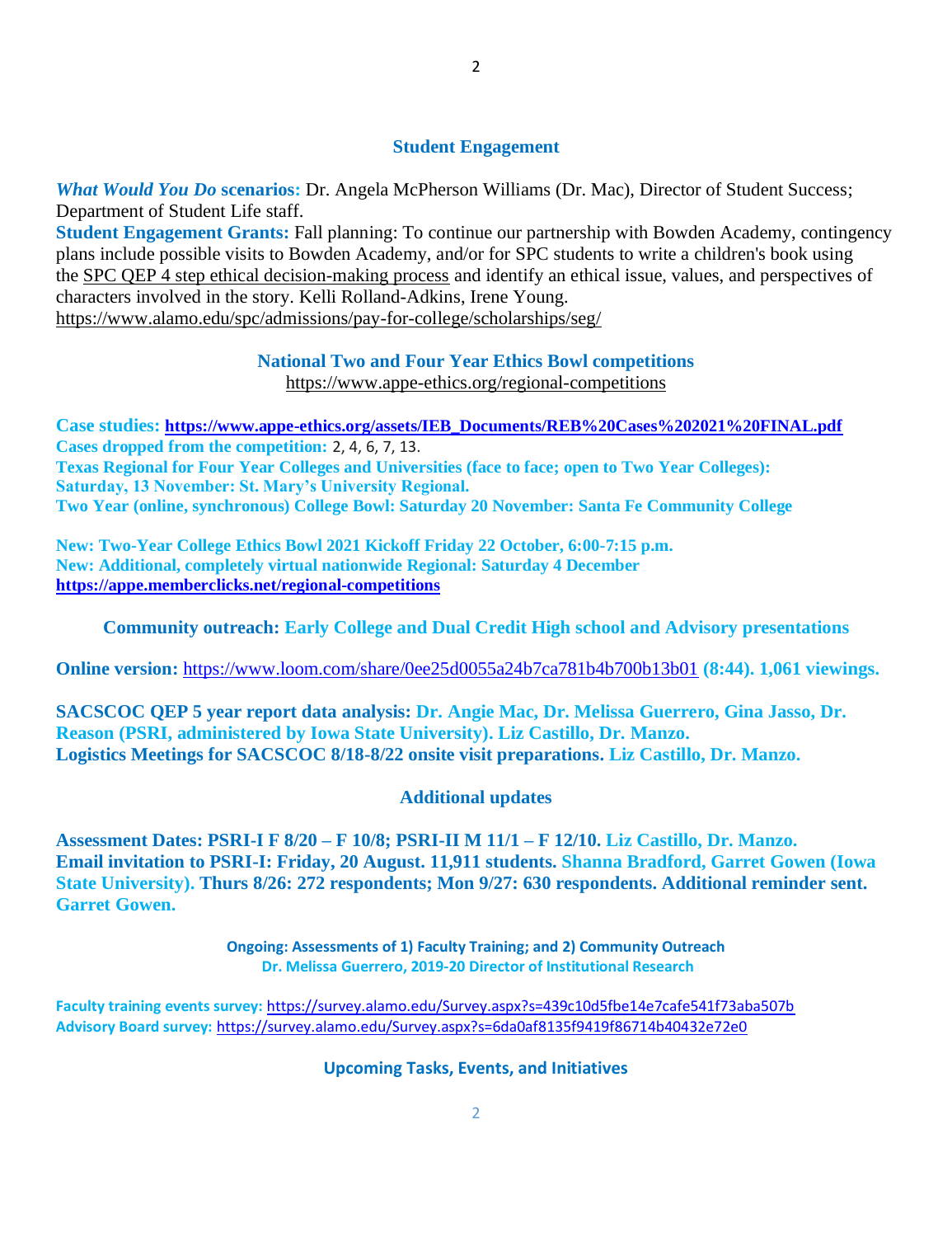## Student Engagement

***What Would You Do* scenarios:** Dr. Angela McPherson Williams (Dr. Mac), Director of Student Success; Department of Student Life staff.
**Student Engagement Grants:** Fall planning: To continue our partnership with Bowden Academy, contingency plans include possible visits to Bowden Academy, and/or for SPC students to write a children's book using the SPC QEP 4 step ethical decision-making process and identify an ethical issue, values, and perspectives of characters involved in the story. Kelli Rolland-Adkins, Irene Young.
https://www.alamo.edu/spc/admissions/pay-for-college/scholarships/seg/

### National Two and Four Year Ethics Bowl competitions

https://www.appe-ethics.org/regional-competitions

**Case studies: https://www.appe-ethics.org/assets/IEB_Documents/REB%20Cases%202021%20FINAL.pdf**
**Cases dropped from the competition:** 2, 4, 6, 7, 13.
**Texas Regional for Four Year Colleges and Universities (face to face; open to Two Year Colleges):**
**Saturday, 13 November: St. Mary's University Regional.**
**Two Year (online, synchronous) College Bowl: Saturday 20 November: Santa Fe Community College**

**New: Two-Year College Ethics Bowl 2021 Kickoff Friday 22 October, 6:00-7:15 p.m.**
**New: Additional, completely virtual nationwide Regional: Saturday 4 December**
**https://appe.memberclicks.net/regional-competitions**

### Community outreach: Early College and Dual Credit High school and Advisory presentations

**Online version:** https://www.loom.com/share/0ee25d0055a24b7ca781b4b700b13b01 **(8:44). 1,061 viewings.**

**SACSCOC QEP 5 year report data analysis: Dr. Angie Mac, Dr. Melissa Guerrero, Gina Jasso, Dr. Reason (PSRI, administered by Iowa State University). Liz Castillo, Dr. Manzo.**
**Logistics Meetings for SACSCOC 8/18-8/22 onsite visit preparations. Liz Castillo, Dr. Manzo.**

## Additional updates

**Assessment Dates: PSRI-I F 8/20 – F 10/8; PSRI-II M 11/1 – F 12/10. Liz Castillo, Dr. Manzo.**
**Email invitation to PSRI-I: Friday, 20 August. 11,911 students. Shanna Bradford, Garret Gowen (Iowa State University). Thurs 8/26: 272 respondents; Mon 9/27: 630 respondents. Additional reminder sent. Garret Gowen.**

**Ongoing: Assessments of 1) Faculty Training; and 2) Community Outreach**
**Dr. Melissa Guerrero, 2019-20 Director of Institutional Research**

**Faculty training events survey:** https://survey.alamo.edu/Survey.aspx?s=439c10d5fbe14e7cafe541f73aba507b
**Advisory Board survey:** https://survey.alamo.edu/Survey.aspx?s=6da0af8135f9419f86714b40432e72e0

## Upcoming Tasks, Events, and Initiatives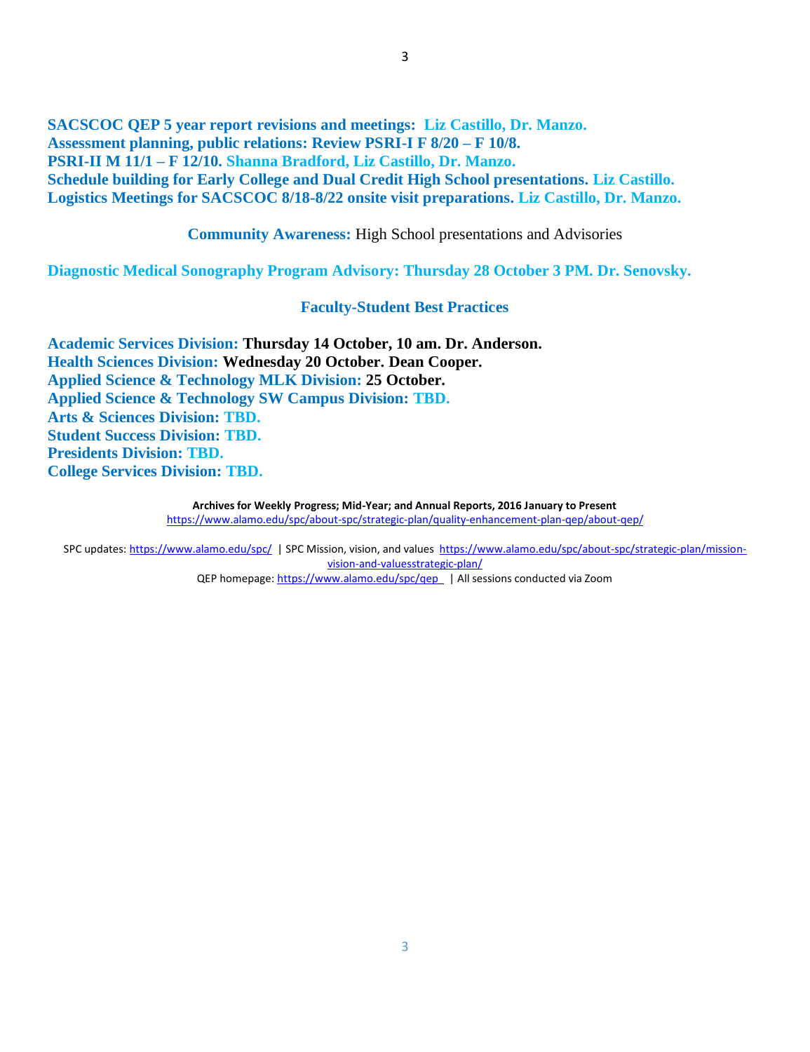**SACSCOC QEP 5 year report revisions and meetings: Liz Castillo, Dr. Manzo.**
**Assessment planning, public relations: Review PSRI-I F 8/20 – F 10/8.**
**PSRI-II M 11/1 – F 12/10. Shanna Bradford, Liz Castillo, Dr. Manzo.**
**Schedule building for Early College and Dual Credit High School presentations. Liz Castillo.**
**Logistics Meetings for SACSCOC 8/18-8/22 onsite visit preparations. Liz Castillo, Dr. Manzo.**

**Community Awareness:** High School presentations and Advisories

**Diagnostic Medical Sonography Program Advisory: Thursday 28 October 3 PM. Dr. Senovsky.**

**Faculty-Student Best Practices**

**Academic Services Division: Thursday 14 October, 10 am. Dr. Anderson.**
**Health Sciences Division: Wednesday 20 October. Dean Cooper.**
**Applied Science & Technology MLK Division: 25 October.**
**Applied Science & Technology SW Campus Division: TBD.**
**Arts & Sciences Division: TBD.**
**Student Success Division: TBD.**
**Presidents Division: TBD.**
**College Services Division: TBD.**

**Archives for Weekly Progress; Mid-Year; and Annual Reports, 2016 January to Present**
https://www.alamo.edu/spc/about-spc/strategic-plan/quality-enhancement-plan-qep/about-qep/

SPC updates: https://www.alamo.edu/spc/ | SPC Mission, vision, and values https://www.alamo.edu/spc/about-spc/strategic-plan/mission-vision-and-valuesstrategic-plan/
QEP homepage: https://www.alamo.edu/spc/qep | All sessions conducted via Zoom